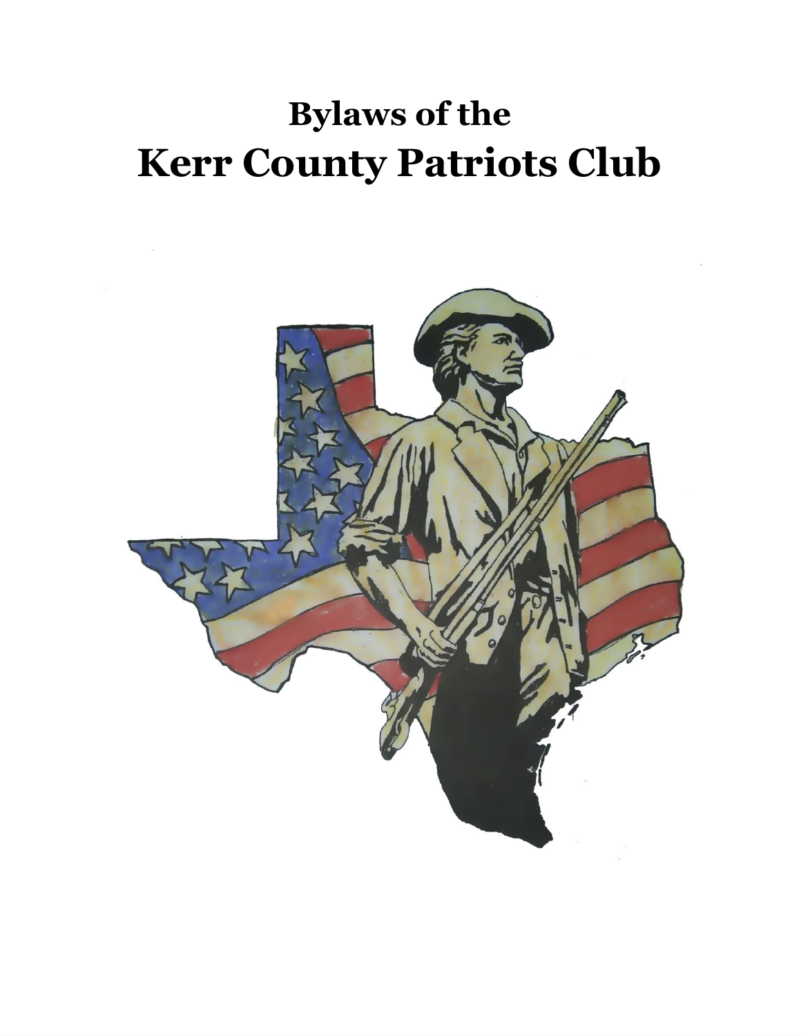# Bylaws of the
# Kerr County Patriots Club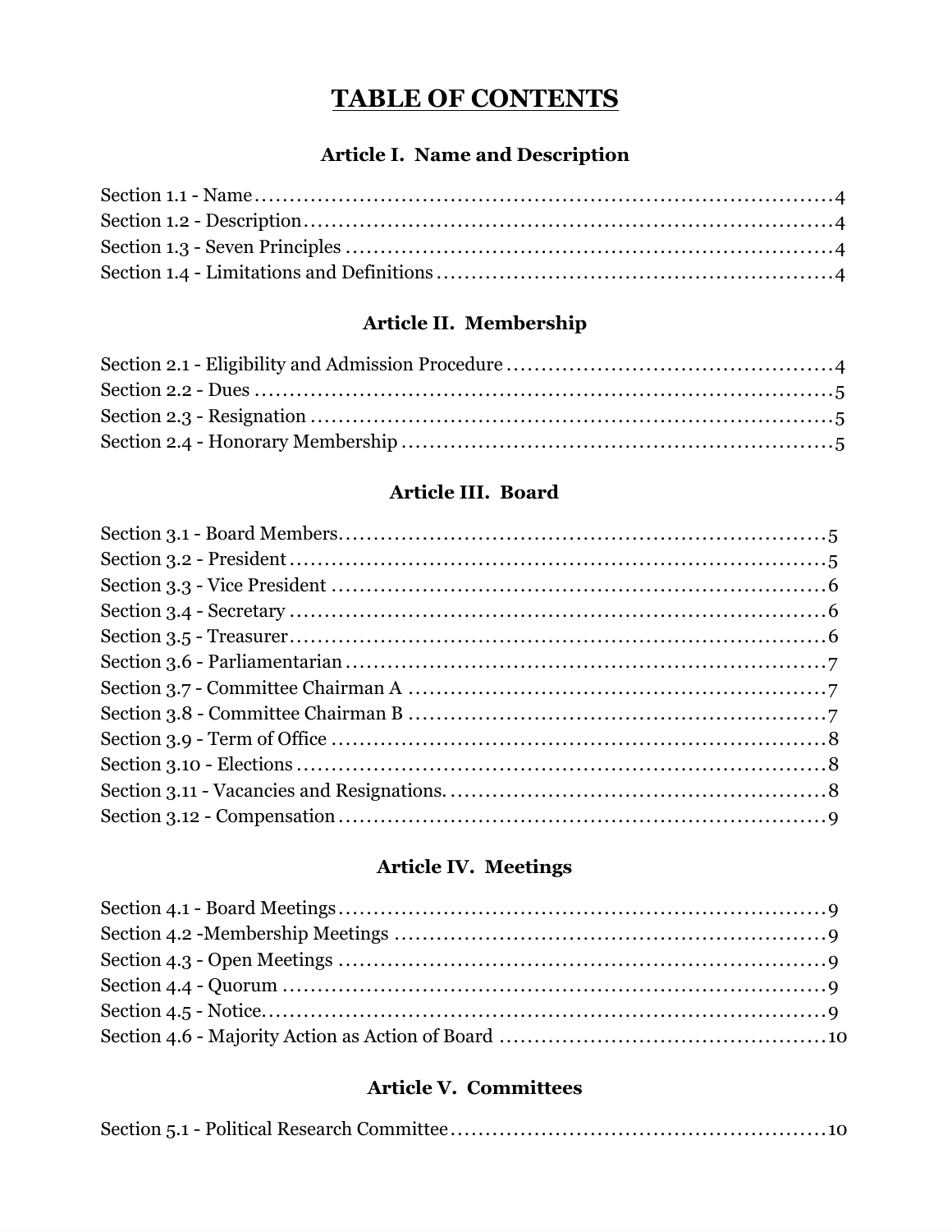# TABLE OF CONTENTS

## Article I. Name and Description

Section 1.1 - Name ........................................................................... 4
Section 1.2 - Description .................................................................. 4
Section 1.3 - Seven Principles ........................................................... 4
Section 1.4 - Limitations and Definitions ............................................. 4

## Article II. Membership

Section 2.1 - Eligibility and Admission Procedure ................................... 4
Section 2.2 - Dues ............................................................................ 5
Section 2.3 - Resignation .................................................................. 5
Section 2.4 - Honorary Membership ..................................................... 5

## Article III. Board

Section 3.1 - Board Members .............................................................. 5
Section 3.2 - President ...................................................................... 5
Section 3.3 - Vice President ............................................................... 6
Section 3.4 - Secretary ...................................................................... 6
Section 3.5 - Treasurer ...................................................................... 6
Section 3.6 - Parliamentarian ............................................................. 7
Section 3.7 - Committee Chairman A ................................................... 7
Section 3.8 - Committee Chairman B ................................................... 7
Section 3.9 - Term of Office ............................................................... 8
Section 3.10 - Elections .................................................................... 8
Section 3.11 - Vacancies and Resignations. ........................................... 8
Section 3.12 - Compensation .............................................................. 9

## Article IV. Meetings

Section 4.1 - Board Meetings .............................................................. 9
Section 4.2 -Membership Meetings ...................................................... 9
Section 4.3 - Open Meetings ............................................................... 9
Section 4.4 - Quorum ........................................................................ 9
Section 4.5 - Notice. .......................................................................... 9
Section 4.6 - Majority Action as Action of Board .................................... 10

## Article V. Committees

Section 5.1 - Political Research Committee ............................................ 10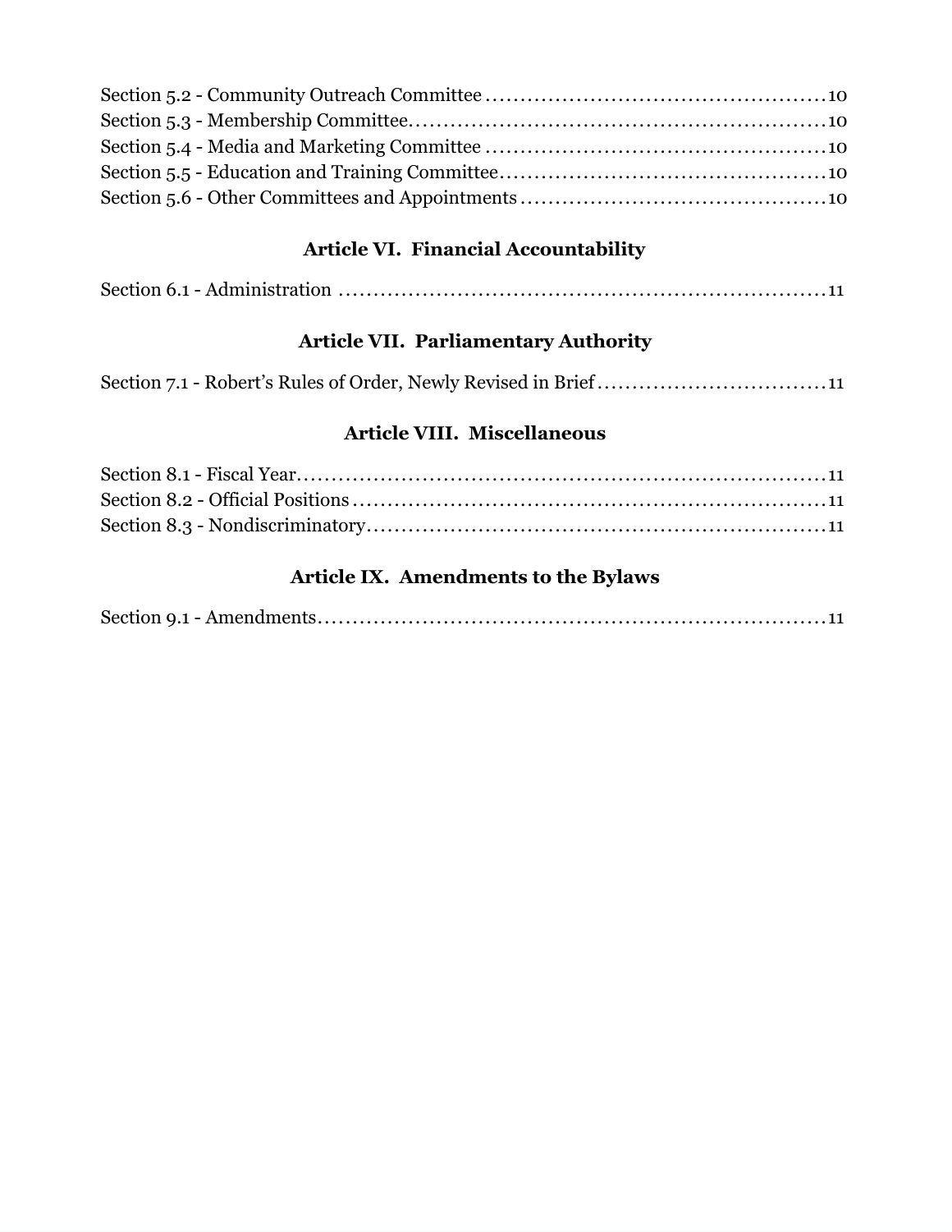Section 5.2 - Community Outreach Committee ........................................................10
Section 5.3 - Membership Committee...................................................................10
Section 5.4 - Media and Marketing Committee ......................................................10
Section 5.5 - Education and Training Committee....................................................10
Section 5.6 - Other Committees and Appointments ................................................10

## Article VI. Financial Accountability

Section 6.1 - Administration ....................................................................................11

## Article VII. Parliamentary Authority

Section 7.1 - Robert's Rules of Order, Newly Revised in Brief ...................................11

## Article VIII. Miscellaneous

Section 8.1 - Fiscal Year...........................................................................................11
Section 8.2 - Official Positions ..................................................................................11
Section 8.3 - Nondiscriminatory................................................................................11

## Article IX. Amendments to the Bylaws

Section 9.1 - Amendments.........................................................................................11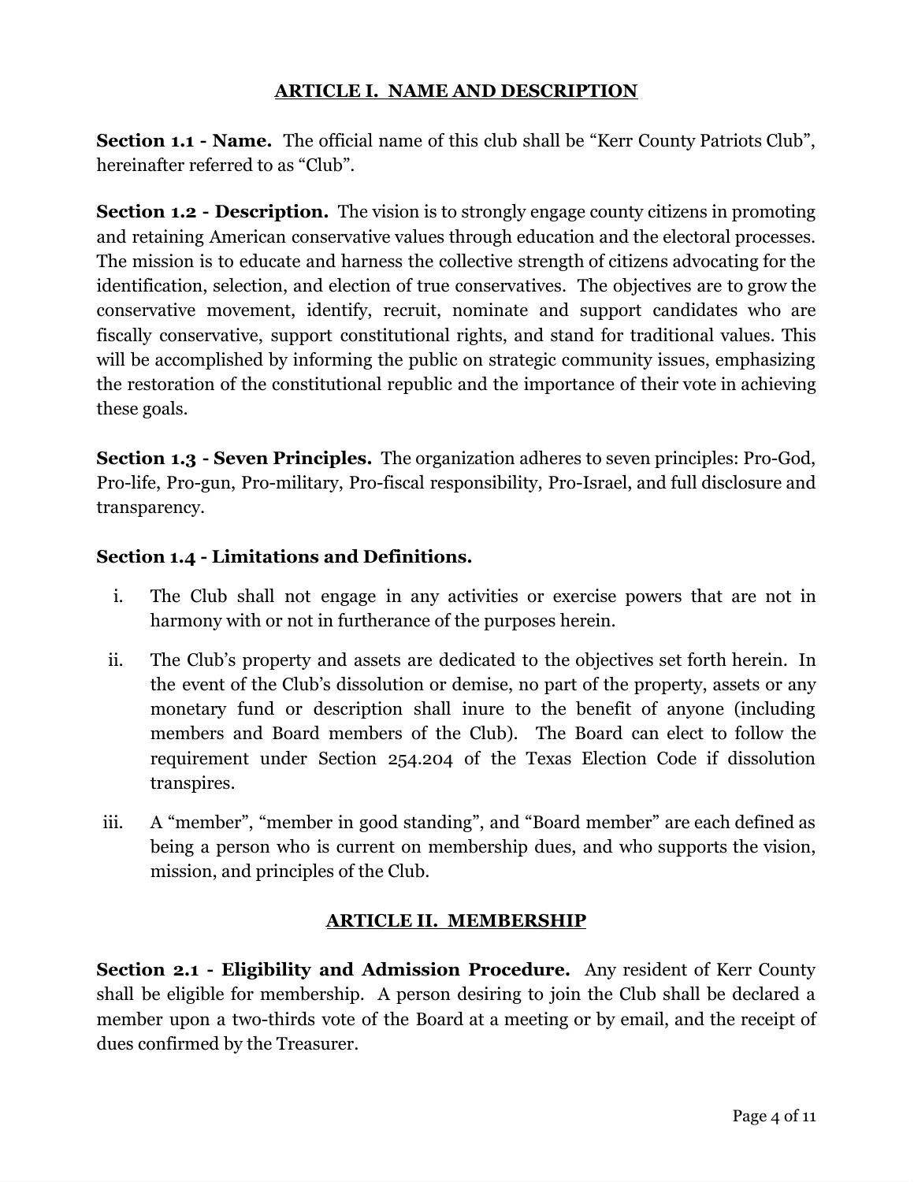## ARTICLE I. NAME AND DESCRIPTION

**Section 1.1 - Name.** The official name of this club shall be "Kerr County Patriots Club", hereinafter referred to as "Club".

**Section 1.2 - Description.** The vision is to strongly engage county citizens in promoting and retaining American conservative values through education and the electoral processes. The mission is to educate and harness the collective strength of citizens advocating for the identification, selection, and election of true conservatives. The objectives are to grow the conservative movement, identify, recruit, nominate and support candidates who are fiscally conservative, support constitutional rights, and stand for traditional values. This will be accomplished by informing the public on strategic community issues, emphasizing the restoration of the constitutional republic and the importance of their vote in achieving these goals.

**Section 1.3 - Seven Principles.** The organization adheres to seven principles: Pro-God, Pro-life, Pro-gun, Pro-military, Pro-fiscal responsibility, Pro-Israel, and full disclosure and transparency.

**Section 1.4 - Limitations and Definitions.**

i. The Club shall not engage in any activities or exercise powers that are not in harmony with or not in furtherance of the purposes herein.

ii. The Club's property and assets are dedicated to the objectives set forth herein. In the event of the Club's dissolution or demise, no part of the property, assets or any monetary fund or description shall inure to the benefit of anyone (including members and Board members of the Club). The Board can elect to follow the requirement under Section 254.204 of the Texas Election Code if dissolution transpires.

iii. A "member", "member in good standing", and "Board member" are each defined as being a person who is current on membership dues, and who supports the vision, mission, and principles of the Club.

## ARTICLE II. MEMBERSHIP

**Section 2.1 - Eligibility and Admission Procedure.** Any resident of Kerr County shall be eligible for membership. A person desiring to join the Club shall be declared a member upon a two-thirds vote of the Board at a meeting or by email, and the receipt of dues confirmed by the Treasurer.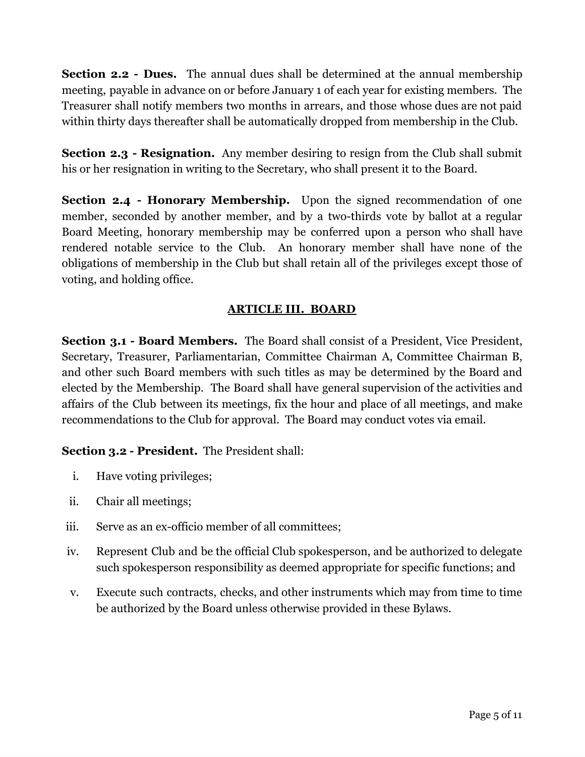**Section 2.2 - Dues.** The annual dues shall be determined at the annual membership meeting, payable in advance on or before January 1 of each year for existing members. The Treasurer shall notify members two months in arrears, and those whose dues are not paid within thirty days thereafter shall be automatically dropped from membership in the Club.

**Section 2.3 - Resignation.** Any member desiring to resign from the Club shall submit his or her resignation in writing to the Secretary, who shall present it to the Board.

**Section 2.4 - Honorary Membership.** Upon the signed recommendation of one member, seconded by another member, and by a two-thirds vote by ballot at a regular Board Meeting, honorary membership may be conferred upon a person who shall have rendered notable service to the Club. An honorary member shall have none of the obligations of membership in the Club but shall retain all of the privileges except those of voting, and holding office.

## ARTICLE III. BOARD

**Section 3.1 - Board Members.** The Board shall consist of a President, Vice President, Secretary, Treasurer, Parliamentarian, Committee Chairman A, Committee Chairman B, and other such Board members with such titles as may be determined by the Board and elected by the Membership. The Board shall have general supervision of the activities and affairs of the Club between its meetings, fix the hour and place of all meetings, and make recommendations to the Club for approval. The Board may conduct votes via email.

**Section 3.2 - President.** The President shall:

i. Have voting privileges;

ii. Chair all meetings;

iii. Serve as an ex-officio member of all committees;

iv. Represent Club and be the official Club spokesperson, and be authorized to delegate such spokesperson responsibility as deemed appropriate for specific functions; and

v. Execute such contracts, checks, and other instruments which may from time to time be authorized by the Board unless otherwise provided in these Bylaws.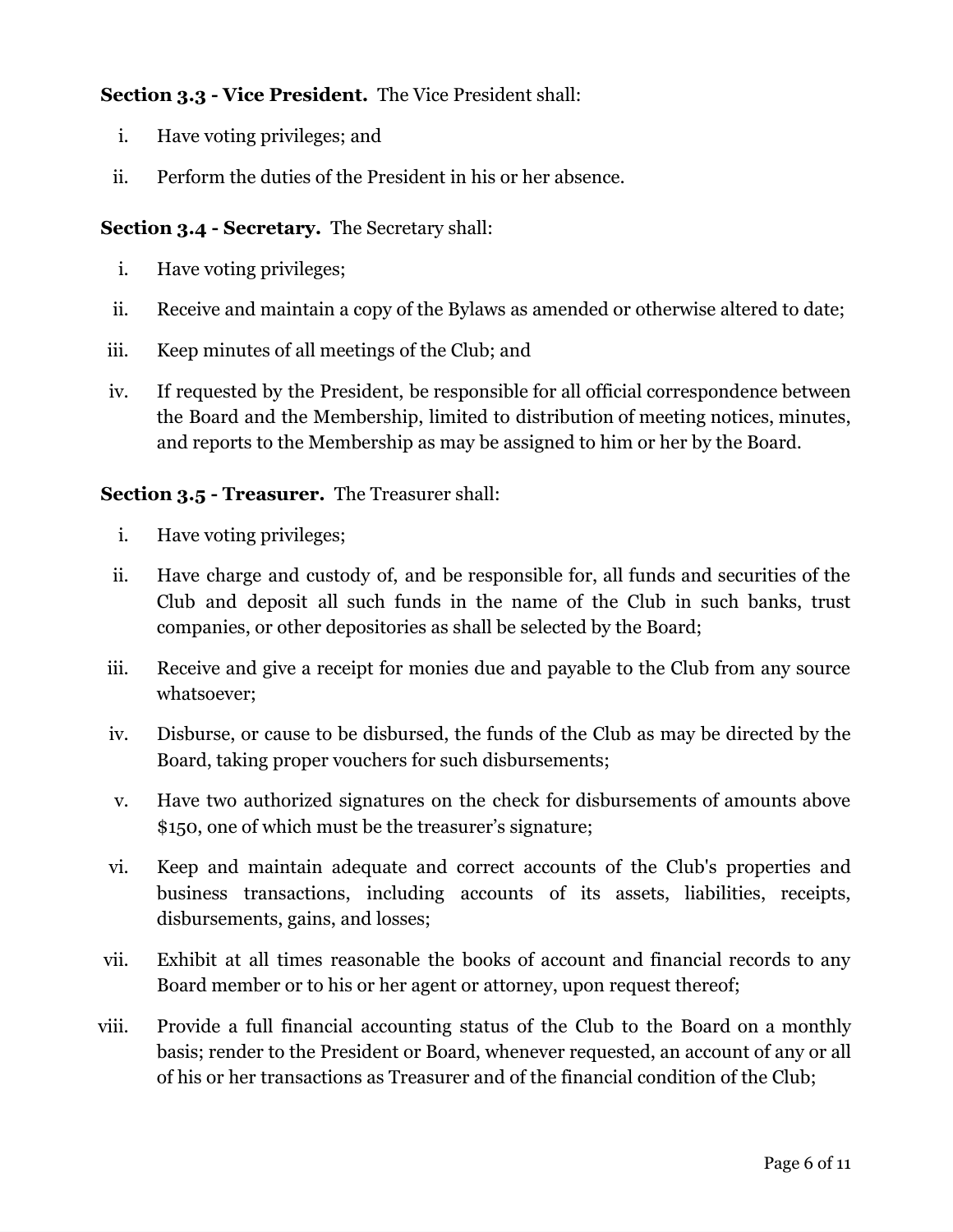**Section 3.3 - Vice President.** The Vice President shall:

i. Have voting privileges; and

ii. Perform the duties of the President in his or her absence.

**Section 3.4 - Secretary.** The Secretary shall:

i. Have voting privileges;

ii. Receive and maintain a copy of the Bylaws as amended or otherwise altered to date;

iii. Keep minutes of all meetings of the Club; and

iv. If requested by the President, be responsible for all official correspondence between the Board and the Membership, limited to distribution of meeting notices, minutes, and reports to the Membership as may be assigned to him or her by the Board.

**Section 3.5 - Treasurer.** The Treasurer shall:

i. Have voting privileges;

ii. Have charge and custody of, and be responsible for, all funds and securities of the Club and deposit all such funds in the name of the Club in such banks, trust companies, or other depositories as shall be selected by the Board;

iii. Receive and give a receipt for monies due and payable to the Club from any source whatsoever;

iv. Disburse, or cause to be disbursed, the funds of the Club as may be directed by the Board, taking proper vouchers for such disbursements;

v. Have two authorized signatures on the check for disbursements of amounts above $150, one of which must be the treasurer's signature;

vi. Keep and maintain adequate and correct accounts of the Club's properties and business transactions, including accounts of its assets, liabilities, receipts, disbursements, gains, and losses;

vii. Exhibit at all times reasonable the books of account and financial records to any Board member or to his or her agent or attorney, upon request thereof;

viii. Provide a full financial accounting status of the Club to the Board on a monthly basis; render to the President or Board, whenever requested, an account of any or all of his or her transactions as Treasurer and of the financial condition of the Club;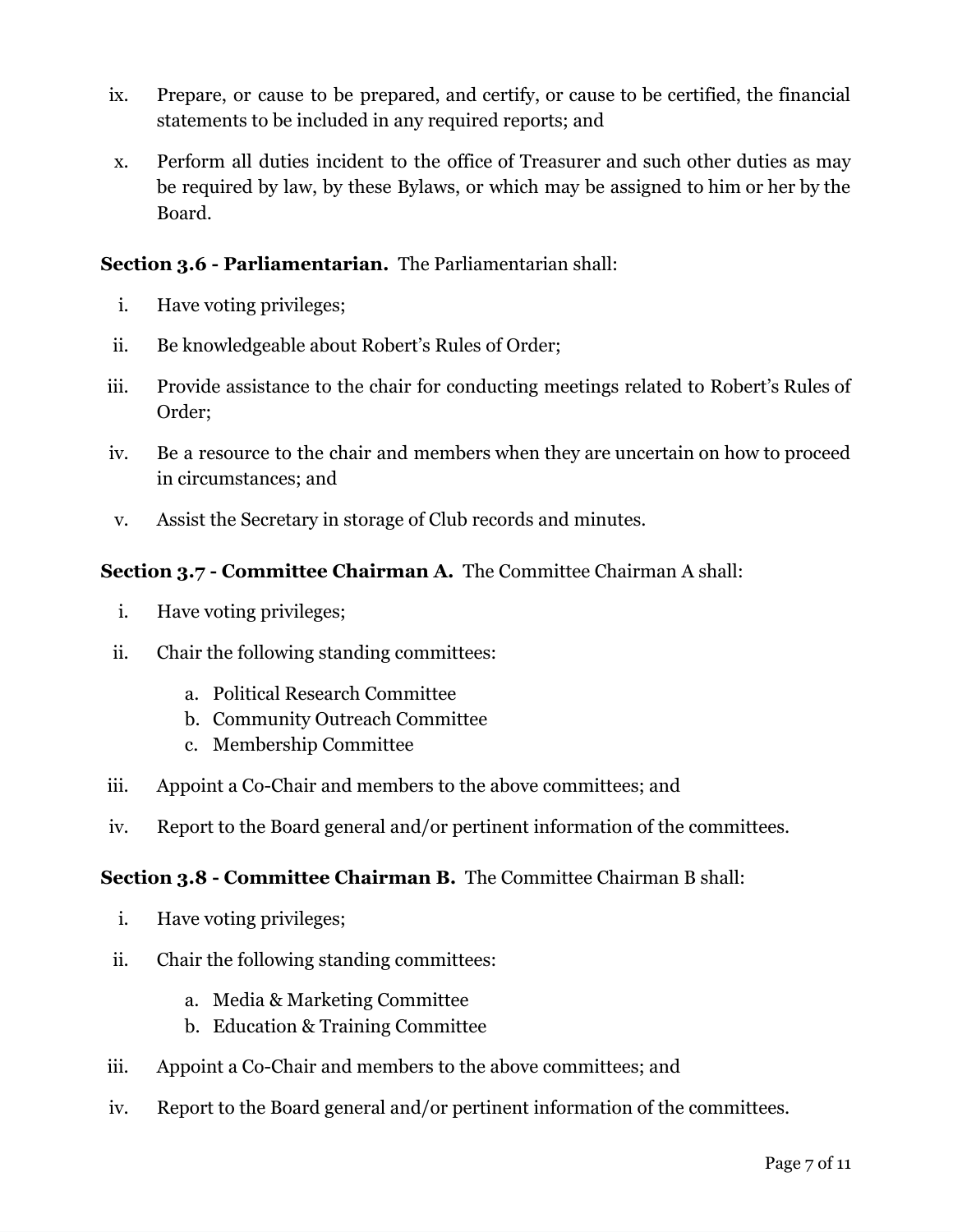ix. Prepare, or cause to be prepared, and certify, or cause to be certified, the financial statements to be included in any required reports; and

x. Perform all duties incident to the office of Treasurer and such other duties as may be required by law, by these Bylaws, or which may be assigned to him or her by the Board.

**Section 3.6 - Parliamentarian.** The Parliamentarian shall:

i. Have voting privileges;

ii. Be knowledgeable about Robert's Rules of Order;

iii. Provide assistance to the chair for conducting meetings related to Robert's Rules of Order;

iv. Be a resource to the chair and members when they are uncertain on how to proceed in circumstances; and

v. Assist the Secretary in storage of Club records and minutes.

**Section 3.7 - Committee Chairman A.** The Committee Chairman A shall:

i. Have voting privileges;

ii. Chair the following standing committees:

   a. Political Research Committee
   b. Community Outreach Committee
   c. Membership Committee

iii. Appoint a Co-Chair and members to the above committees; and

iv. Report to the Board general and/or pertinent information of the committees.

**Section 3.8 - Committee Chairman B.** The Committee Chairman B shall:

i. Have voting privileges;

ii. Chair the following standing committees:

   a. Media & Marketing Committee
   b. Education & Training Committee

iii. Appoint a Co-Chair and members to the above committees; and

iv. Report to the Board general and/or pertinent information of the committees.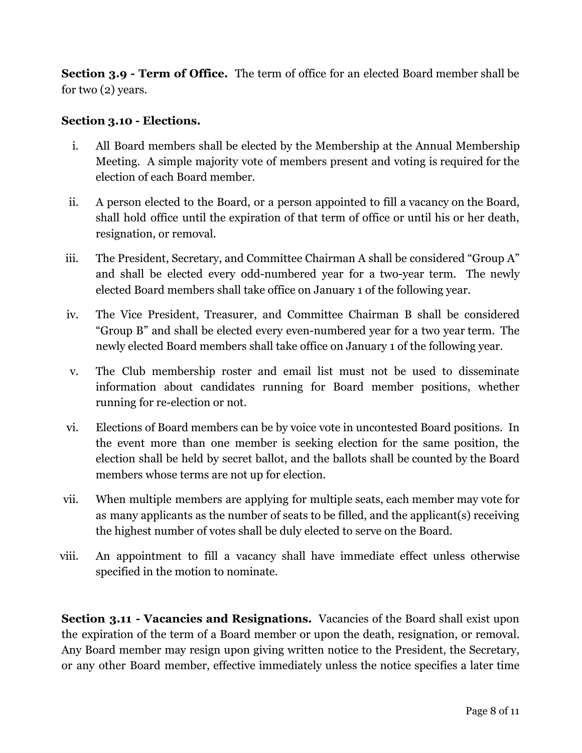**Section 3.9 - Term of Office.** The term of office for an elected Board member shall be for two (2) years.

**Section 3.10 - Elections.**

i. All Board members shall be elected by the Membership at the Annual Membership Meeting. A simple majority vote of members present and voting is required for the election of each Board member.

ii. A person elected to the Board, or a person appointed to fill a vacancy on the Board, shall hold office until the expiration of that term of office or until his or her death, resignation, or removal.

iii. The President, Secretary, and Committee Chairman A shall be considered "Group A" and shall be elected every odd-numbered year for a two-year term. The newly elected Board members shall take office on January 1 of the following year.

iv. The Vice President, Treasurer, and Committee Chairman B shall be considered "Group B" and shall be elected every even-numbered year for a two year term. The newly elected Board members shall take office on January 1 of the following year.

v. The Club membership roster and email list must not be used to disseminate information about candidates running for Board member positions, whether running for re-election or not.

vi. Elections of Board members can be by voice vote in uncontested Board positions. In the event more than one member is seeking election for the same position, the election shall be held by secret ballot, and the ballots shall be counted by the Board members whose terms are not up for election.

vii. When multiple members are applying for multiple seats, each member may vote for as many applicants as the number of seats to be filled, and the applicant(s) receiving the highest number of votes shall be duly elected to serve on the Board.

viii. An appointment to fill a vacancy shall have immediate effect unless otherwise specified in the motion to nominate.

**Section 3.11 - Vacancies and Resignations.** Vacancies of the Board shall exist upon the expiration of the term of a Board member or upon the death, resignation, or removal. Any Board member may resign upon giving written notice to the President, the Secretary, or any other Board member, effective immediately unless the notice specifies a later time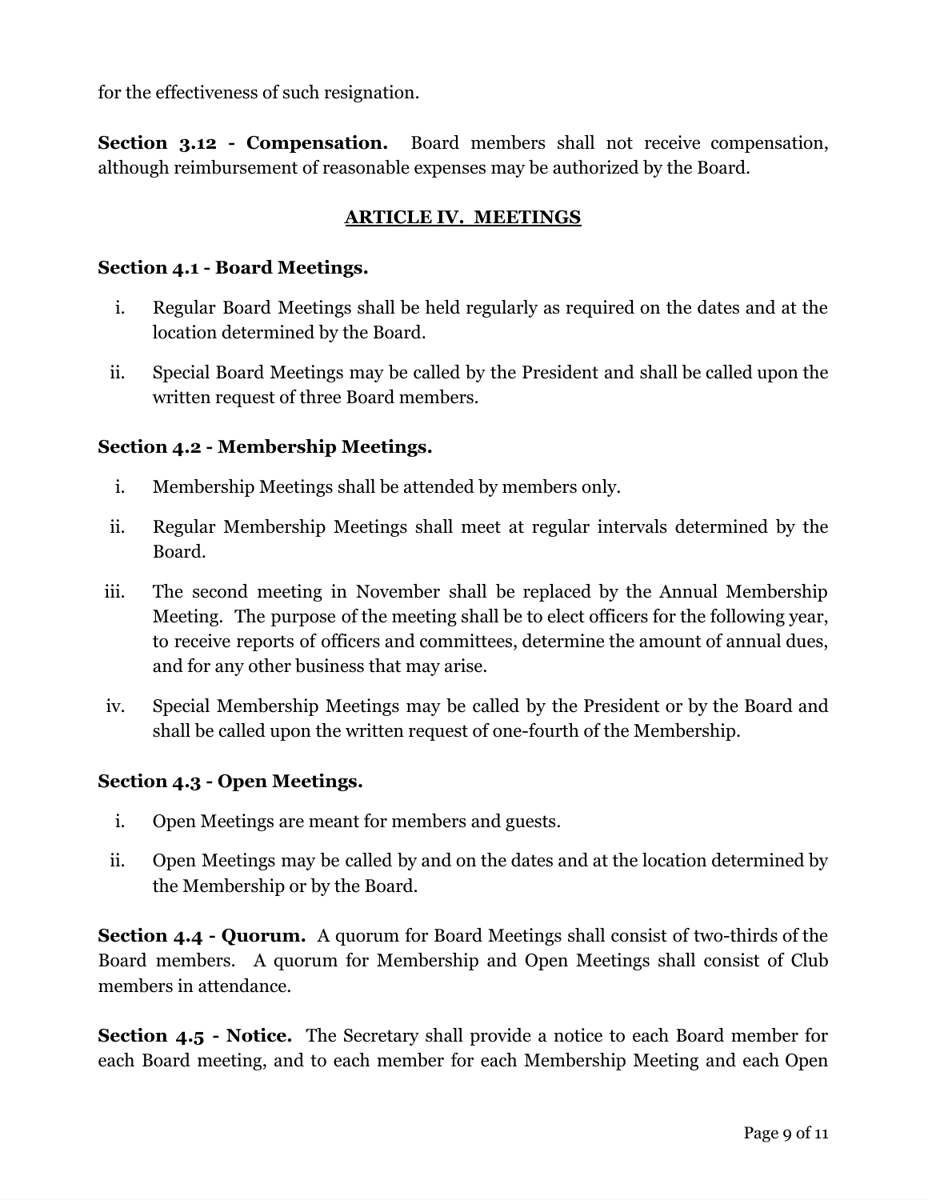for the effectiveness of such resignation.

**Section 3.12 - Compensation.** Board members shall not receive compensation, although reimbursement of reasonable expenses may be authorized by the Board.

## ARTICLE IV. MEETINGS

**Section 4.1 - Board Meetings.**

i. Regular Board Meetings shall be held regularly as required on the dates and at the location determined by the Board.

ii. Special Board Meetings may be called by the President and shall be called upon the written request of three Board members.

**Section 4.2 - Membership Meetings.**

i. Membership Meetings shall be attended by members only.

ii. Regular Membership Meetings shall meet at regular intervals determined by the Board.

iii. The second meeting in November shall be replaced by the Annual Membership Meeting. The purpose of the meeting shall be to elect officers for the following year, to receive reports of officers and committees, determine the amount of annual dues, and for any other business that may arise.

iv. Special Membership Meetings may be called by the President or by the Board and shall be called upon the written request of one-fourth of the Membership.

**Section 4.3 - Open Meetings.**

i. Open Meetings are meant for members and guests.

ii. Open Meetings may be called by and on the dates and at the location determined by the Membership or by the Board.

**Section 4.4 - Quorum.** A quorum for Board Meetings shall consist of two-thirds of the Board members. A quorum for Membership and Open Meetings shall consist of Club members in attendance.

**Section 4.5 - Notice.** The Secretary shall provide a notice to each Board member for each Board meeting, and to each member for each Membership Meeting and each Open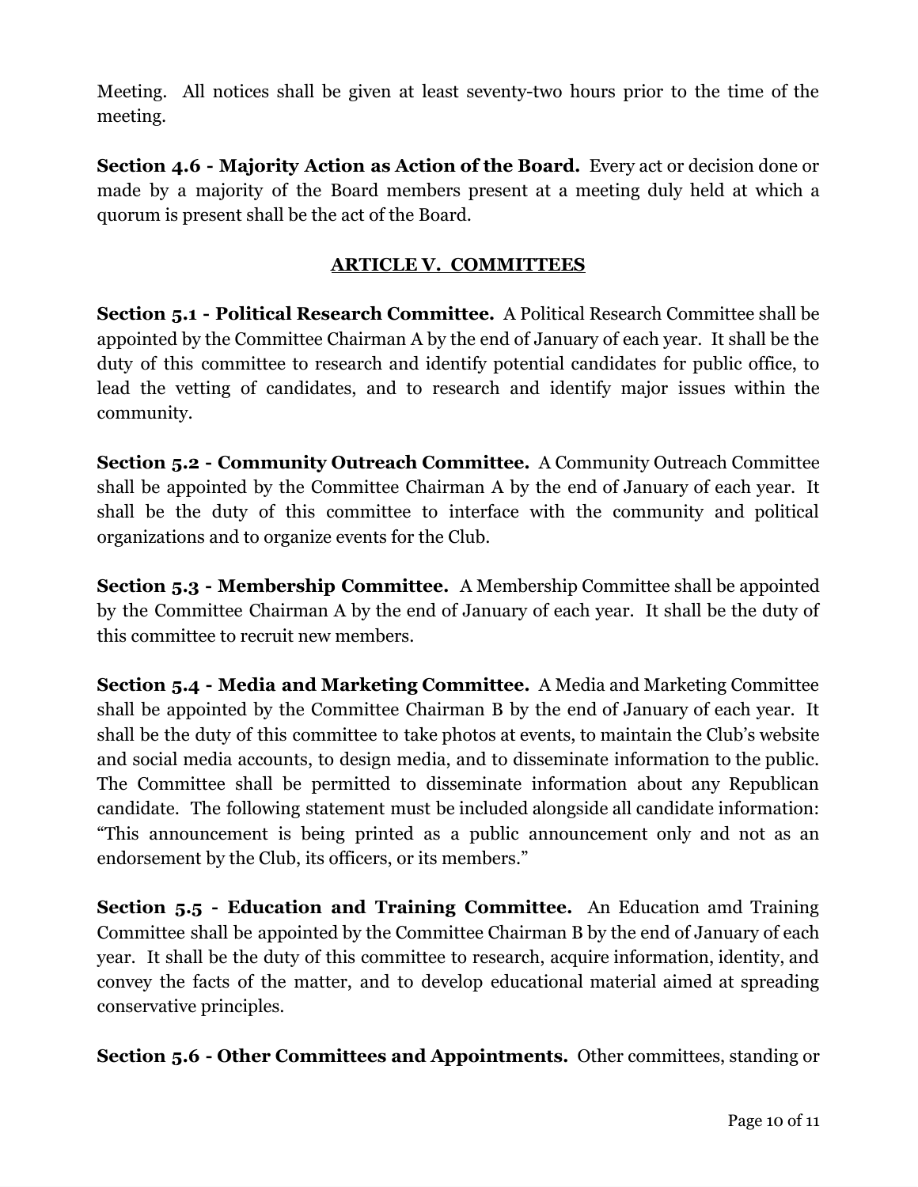Meeting. All notices shall be given at least seventy-two hours prior to the time of the meeting.

**Section 4.6 - Majority Action as Action of the Board.** Every act or decision done or made by a majority of the Board members present at a meeting duly held at which a quorum is present shall be the act of the Board.

## ARTICLE V. COMMITTEES

**Section 5.1 - Political Research Committee.** A Political Research Committee shall be appointed by the Committee Chairman A by the end of January of each year. It shall be the duty of this committee to research and identify potential candidates for public office, to lead the vetting of candidates, and to research and identify major issues within the community.

**Section 5.2 - Community Outreach Committee.** A Community Outreach Committee shall be appointed by the Committee Chairman A by the end of January of each year. It shall be the duty of this committee to interface with the community and political organizations and to organize events for the Club.

**Section 5.3 - Membership Committee.** A Membership Committee shall be appointed by the Committee Chairman A by the end of January of each year. It shall be the duty of this committee to recruit new members.

**Section 5.4 - Media and Marketing Committee.** A Media and Marketing Committee shall be appointed by the Committee Chairman B by the end of January of each year. It shall be the duty of this committee to take photos at events, to maintain the Club's website and social media accounts, to design media, and to disseminate information to the public. The Committee shall be permitted to disseminate information about any Republican candidate. The following statement must be included alongside all candidate information: "This announcement is being printed as a public announcement only and not as an endorsement by the Club, its officers, or its members."

**Section 5.5 - Education and Training Committee.** An Education amd Training Committee shall be appointed by the Committee Chairman B by the end of January of each year. It shall be the duty of this committee to research, acquire information, identity, and convey the facts of the matter, and to develop educational material aimed at spreading conservative principles.

**Section 5.6 - Other Committees and Appointments.** Other committees, standing or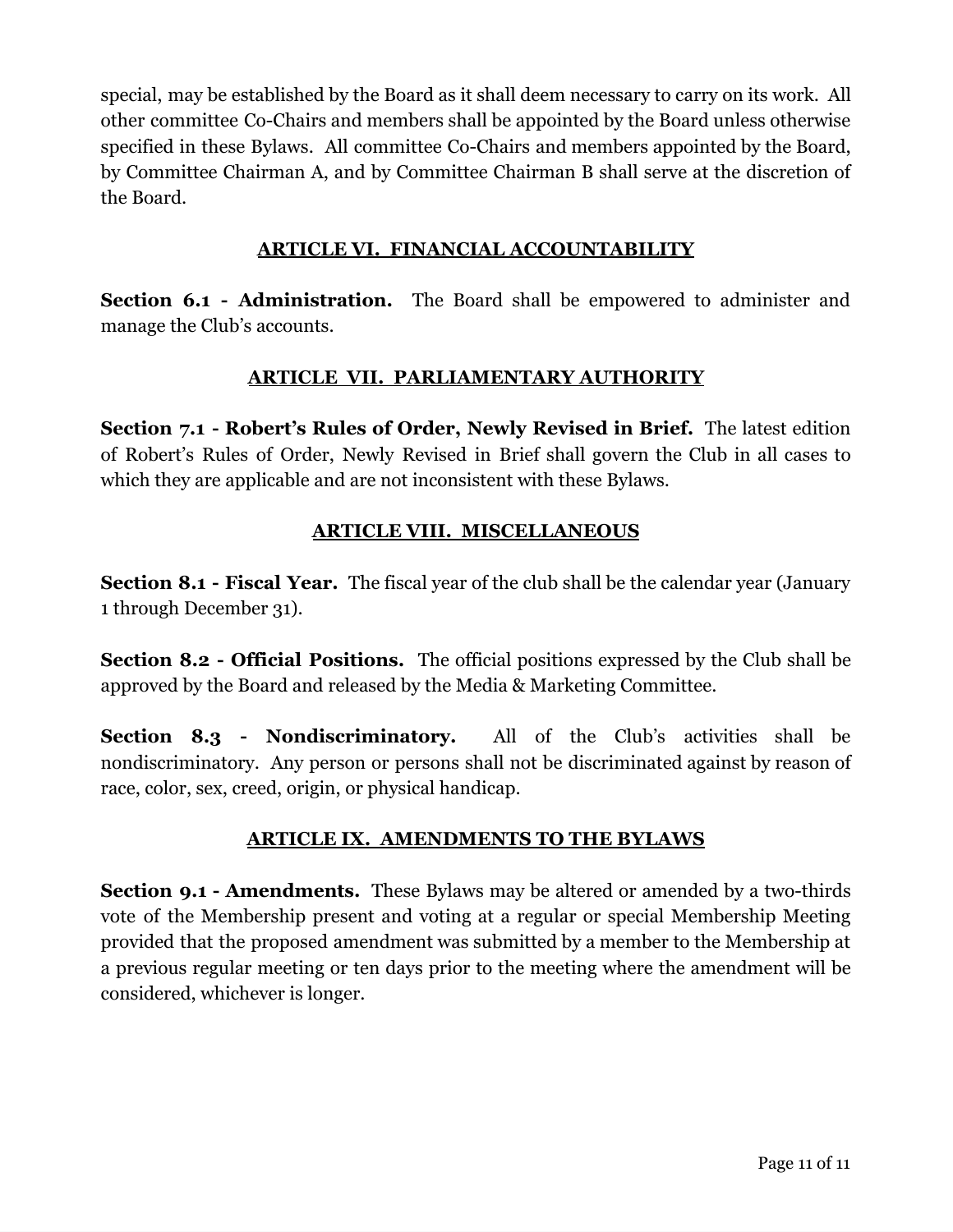special, may be established by the Board as it shall deem necessary to carry on its work. All other committee Co-Chairs and members shall be appointed by the Board unless otherwise specified in these Bylaws. All committee Co-Chairs and members appointed by the Board, by Committee Chairman A, and by Committee Chairman B shall serve at the discretion of the Board.

## ARTICLE VI. FINANCIAL ACCOUNTABILITY

**Section 6.1 - Administration.** The Board shall be empowered to administer and manage the Club's accounts.

## ARTICLE VII. PARLIAMENTARY AUTHORITY

**Section 7.1 - Robert's Rules of Order, Newly Revised in Brief.** The latest edition of Robert's Rules of Order, Newly Revised in Brief shall govern the Club in all cases to which they are applicable and are not inconsistent with these Bylaws.

## ARTICLE VIII. MISCELLANEOUS

**Section 8.1 - Fiscal Year.** The fiscal year of the club shall be the calendar year (January 1 through December 31).

**Section 8.2 - Official Positions.** The official positions expressed by the Club shall be approved by the Board and released by the Media & Marketing Committee.

**Section 8.3 - Nondiscriminatory.** All of the Club's activities shall be nondiscriminatory. Any person or persons shall not be discriminated against by reason of race, color, sex, creed, origin, or physical handicap.

## ARTICLE IX. AMENDMENTS TO THE BYLAWS

**Section 9.1 - Amendments.** These Bylaws may be altered or amended by a two-thirds vote of the Membership present and voting at a regular or special Membership Meeting provided that the proposed amendment was submitted by a member to the Membership at a previous regular meeting or ten days prior to the meeting where the amendment will be considered, whichever is longer.